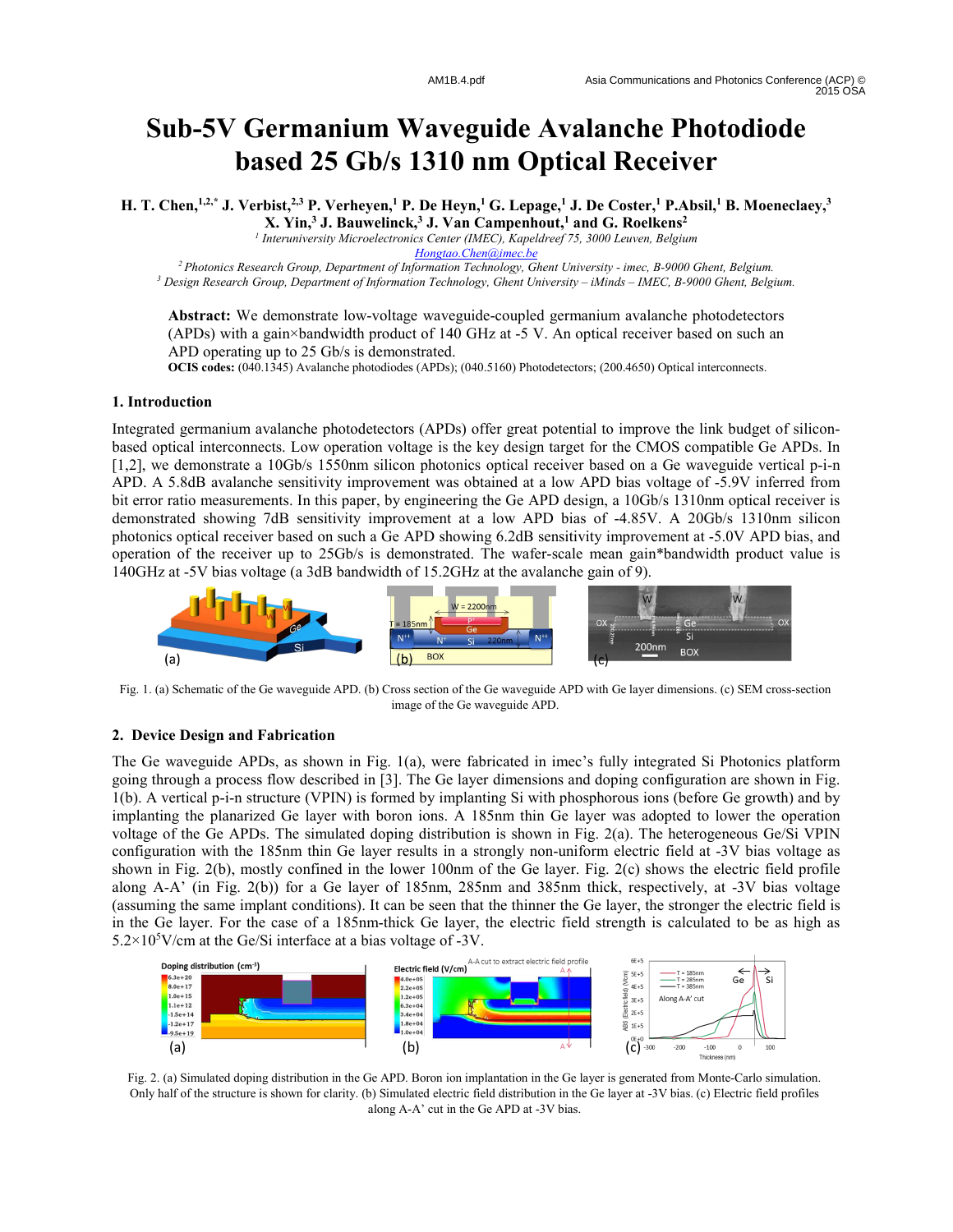# Sub-5V Germanium Waveguide Avalanche Photodiode based 25 Gb/s 1310 nm Optical Receiver

**H. T. Chen,[1,2,*] J. Verbist,[2,3] P. Verheyen,[1] P. De Heyn,[1] G. Lepage,[1] J. De Coster,[1] P.Absil,[1] B. Moeneclaey,[3] X. Yin,[3] J. Bauwelinck,[3] J. Van Campenhout,[1] and G. Roelkens[2]**

[1] *Interuniversity Microelectronics Center (IMEC), Kapeldreef 75, 3000 Leuven, Belgium*
Hongtao.Chen@imec.be
[2] *Photonics Research Group, Department of Information Technology, Ghent University - imec, B-9000 Ghent, Belgium.*
[3] *Design Research Group, Department of Information Technology, Ghent University – iMinds – IMEC, B-9000 Ghent, Belgium.*

**Abstract:** We demonstrate low-voltage waveguide-coupled germanium avalanche photodetectors (APDs) with a gain×bandwidth product of 140 GHz at -5 V. An optical receiver based on such an APD operating up to 25 Gb/s is demonstrated.

**OCIS codes:** (040.1345) Avalanche photodiodes (APDs); (040.5160) Photodetectors; (200.4650) Optical interconnects.

## 1. Introduction

Integrated germanium avalanche photodetectors (APDs) offer great potential to improve the link budget of silicon-based optical interconnects. Low operation voltage is the key design target for the CMOS compatible Ge APDs. In [1,2], we demonstrate a 10Gb/s 1550nm silicon photonics optical receiver based on a Ge waveguide vertical p-i-n APD. A 5.8dB avalanche sensitivity improvement was obtained at a low APD bias voltage of -5.9V inferred from bit error ratio measurements. In this paper, by engineering the Ge APD design, a 10Gb/s 1310nm optical receiver is demonstrated showing 7dB sensitivity improvement at a low APD bias of -4.85V. A 20Gb/s 1310nm silicon photonics optical receiver based on such a Ge APD showing 6.2dB sensitivity improvement at -5.0V APD bias, and operation of the receiver up to 25Gb/s is demonstrated. The wafer-scale mean gain*bandwidth product value is 140GHz at -5V bias voltage (a 3dB bandwidth of 15.2GHz at the avalanche gain of 9).

Fig. 1. (a) Schematic of the Ge waveguide APD. (b) Cross section of the Ge waveguide APD with Ge layer dimensions. (c) SEM cross-section image of the Ge waveguide APD.

## 2. Device Design and Fabrication

The Ge waveguide APDs, as shown in Fig. 1(a), were fabricated in imec's fully integrated Si Photonics platform going through a process flow described in [3]. The Ge layer dimensions and doping configuration are shown in Fig. 1(b). A vertical p-i-n structure (VPIN) is formed by implanting Si with phosphorous ions (before Ge growth) and by implanting the planarized Ge layer with boron ions. A 185nm thin Ge layer was adopted to lower the operation voltage of the Ge APDs. The simulated doping distribution is shown in Fig. 2(a). The heterogeneous Ge/Si VPIN configuration with the 185nm thin Ge layer results in a strongly non-uniform electric field at -3V bias voltage as shown in Fig. 2(b), mostly confined in the lower 100nm of the Ge layer. Fig. 2(c) shows the electric field profile along A-A' (in Fig. 2(b)) for a Ge layer of 185nm, 285nm and 385nm thick, respectively, at -3V bias voltage (assuming the same implant conditions). It can be seen that the thinner the Ge layer, the stronger the electric field is in the Ge layer. For the case of a 185nm-thick Ge layer, the electric field strength is calculated to be as high as $5.2\times10^5$V/cm at the Ge/Si interface at a bias voltage of -3V.

Fig. 2. (a) Simulated doping distribution in the Ge APD. Boron ion implantation in the Ge layer is generated from Monte-Carlo simulation. Only half of the structure is shown for clarity. (b) Simulated electric field distribution in the Ge layer at -3V bias. (c) Electric field profiles along A-A' cut in the Ge APD at -3V bias.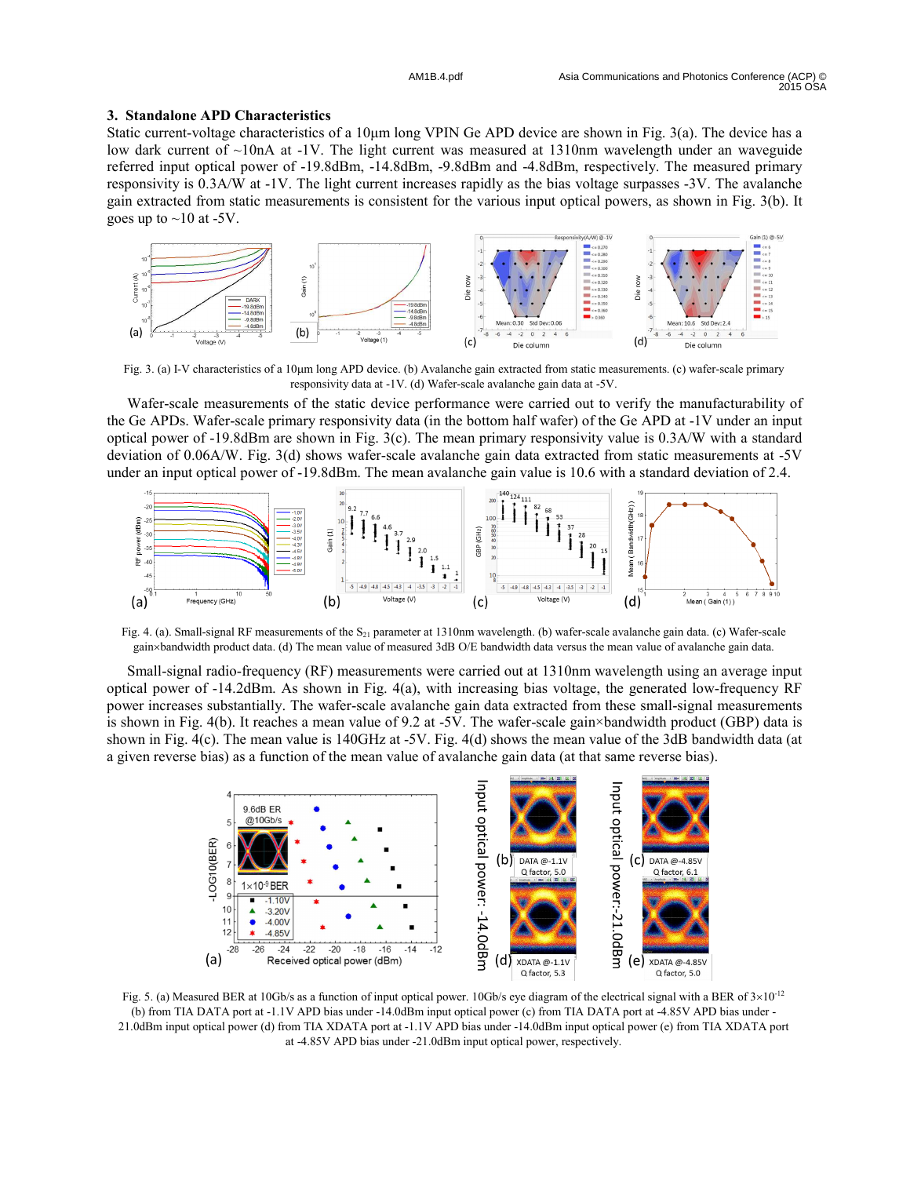### 3. Standalone APD Characteristics

Static current-voltage characteristics of a 10µm long VPIN Ge APD device are shown in Fig. 3(a). The device has a low dark current of ~10nA at -1V. The light current was measured at 1310nm wavelength under an waveguide referred input optical power of -19.8dBm, -14.8dBm, -9.8dBm and -4.8dBm, respectively. The measured primary responsivity is 0.3A/W at -1V. The light current increases rapidly as the bias voltage surpasses -3V. The avalanche gain extracted from static measurements is consistent for the various input optical powers, as shown in Fig. 3(b). It goes up to ~10 at -5V.

Fig. 3. (a) I-V characteristics of a 10µm long APD device. (b) Avalanche gain extracted from static measurements. (c) wafer-scale primary responsivity data at -1V. (d) Wafer-scale avalanche gain data at -5V.

Wafer-scale measurements of the static device performance were carried out to verify the manufacturability of the Ge APDs. Wafer-scale primary responsivity data (in the bottom half wafer) of the Ge APD at -1V under an input optical power of -19.8dBm are shown in Fig. 3(c). The mean primary responsivity value is 0.3A/W with a standard deviation of 0.06A/W. Fig. 3(d) shows wafer-scale avalanche gain data extracted from static measurements at -5V under an input optical power of -19.8dBm. The mean avalanche gain value is 10.6 with a standard deviation of 2.4.

Fig. 4. (a). Small-signal RF measurements of the $S_{21}$ parameter at 1310nm wavelength. (b) wafer-scale avalanche gain data. (c) Wafer-scale gain×bandwidth product data. (d) The mean value of measured 3dB O/E bandwidth data versus the mean value of avalanche gain data.

Small-signal radio-frequency (RF) measurements were carried out at 1310nm wavelength using an average input optical power of -14.2dBm. As shown in Fig. 4(a), with increasing bias voltage, the generated low-frequency RF power increases substantially. The wafer-scale avalanche gain data extracted from these small-signal measurements is shown in Fig. 4(b). It reaches a mean value of 9.2 at -5V. The wafer-scale gain×bandwidth product (GBP) data is shown in Fig. 4(c). The mean value is 140GHz at -5V. Fig. 4(d) shows the mean value of the 3dB bandwidth data (at a given reverse bias) as a function of the mean value of avalanche gain data (at that same reverse bias).

Fig. 5. (a) Measured BER at 10Gb/s as a function of input optical power. 10Gb/s eye diagram of the electrical signal with a BER of $3\times10^{-12}$ (b) from TIA DATA port at -1.1V APD bias under -14.0dBm input optical power (c) from TIA DATA port at -4.85V APD bias under -21.0dBm input optical power (d) from TIA XDATA port at -1.1V APD bias under -14.0dBm input optical power (e) from TIA XDATA port at -4.85V APD bias under -21.0dBm input optical power, respectively.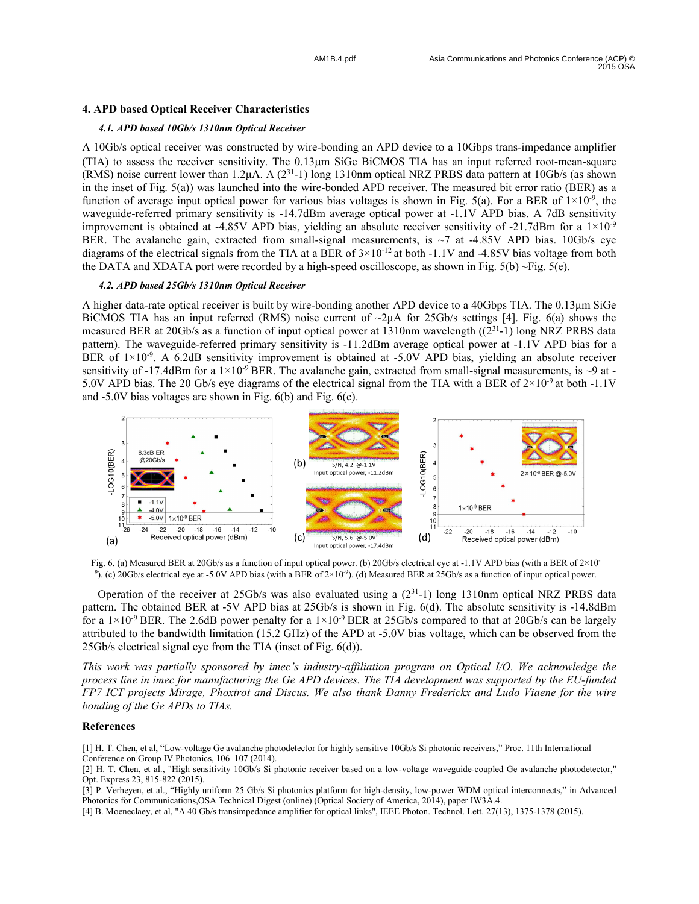## 4. APD based Optical Receiver Characteristics

### *4.1. APD based 10Gb/s 1310nm Optical Receiver*

A 10Gb/s optical receiver was constructed by wire-bonding an APD device to a 10Gbps trans-impedance amplifier (TIA) to assess the receiver sensitivity. The 0.13μm SiGe BiCMOS TIA has an input referred root-mean-square (RMS) noise current lower than 1.2μA. A ($2^{31}$-1) long 1310nm optical NRZ PRBS data pattern at 10Gb/s (as shown in the inset of Fig. 5(a)) was launched into the wire-bonded APD receiver. The measured bit error ratio (BER) as a function of average input optical power for various bias voltages is shown in Fig. 5(a). For a BER of $1\times10^{-9}$, the waveguide-referred primary sensitivity is -14.7dBm average optical power at -1.1V APD bias. A 7dB sensitivity improvement is obtained at -4.85V APD bias, yielding an absolute receiver sensitivity of -21.7dBm for a $1\times10^{-9}$ BER. The avalanche gain, extracted from small-signal measurements, is ~7 at -4.85V APD bias. 10Gb/s eye diagrams of the electrical signals from the TIA at a BER of $3\times10^{-12}$ at both -1.1V and -4.85V bias voltage from both the DATA and XDATA port were recorded by a high-speed oscilloscope, as shown in Fig. 5(b) ~Fig. 5(e).

### *4.2. APD based 25Gb/s 1310nm Optical Receiver*

A higher data-rate optical receiver is built by wire-bonding another APD device to a 40Gbps TIA. The 0.13μm SiGe BiCMOS TIA has an input referred (RMS) noise current of ~2μA for 25Gb/s settings [4]. Fig. 6(a) shows the measured BER at 20Gb/s as a function of input optical power at 1310nm wavelength (($2^{31}$-1) long NRZ PRBS data pattern). The waveguide-referred primary sensitivity is -11.2dBm average optical power at -1.1V APD bias for a BER of $1\times10^{-9}$. A 6.2dB sensitivity improvement is obtained at -5.0V APD bias, yielding an absolute receiver sensitivity of -17.4dBm for a $1\times10^{-9}$ BER. The avalanche gain, extracted from small-signal measurements, is ~9 at -5.0V APD bias. The 20 Gb/s eye diagrams of the electrical signal from the TIA with a BER of $2\times10^{-9}$ at both -1.1V and -5.0V bias voltages are shown in Fig. 6(b) and Fig. 6(c).

(a)
-LOG10(BER)
8.3dB ER @20Gb/s
-1.1V
-4.0V
-5.0V
1×10⁻⁹ BER
Received optical power (dBm)

(b)
S/N, 4.2 @-1.1V
Input optical power, -11.2dBm

(c)
S/N, 5.6 @-5.0V
Input optical power, -17.4dBm

(d)
-LOG10(BER)
2×10⁻⁹ BER @-5.0V
1×10⁻⁹ BER
Received optical power (dBm)

Fig. 6. (a) Measured BER at 20Gb/s as a function of input optical power. (b) 20Gb/s electrical eye at -1.1V APD bias (with a BER of $2\times10^{-9}$). (c) 20Gb/s electrical eye at -5.0V APD bias (with a BER of $2\times10^{-9}$). (d) Measured BER at 25Gb/s as a function of input optical power.

Operation of the receiver at 25Gb/s was also evaluated using a ($2^{31}$-1) long 1310nm optical NRZ PRBS data pattern. The obtained BER at -5V APD bias at 25Gb/s is shown in Fig. 6(d). The absolute sensitivity is -14.8dBm for a $1\times10^{-9}$ BER. The 2.6dB power penalty for a $1\times10^{-9}$ BER at 25Gb/s compared to that at 20Gb/s can be largely attributed to the bandwidth limitation (15.2 GHz) of the APD at -5.0V bias voltage, which can be observed from the 25Gb/s electrical signal eye from the TIA (inset of Fig. 6(d)).

*This work was partially sponsored by imec's industry-affiliation program on Optical I/O. We acknowledge the process line in imec for manufacturing the Ge APD devices. The TIA development was supported by the EU-funded FP7 ICT projects Mirage, Phoxtrot and Discus. We also thank Danny Frederickx and Ludo Viaene for the wire bonding of the Ge APDs to TIAs.*

## References

[1] H. T. Chen, et al, "Low-voltage Ge avalanche photodetector for highly sensitive 10Gb/s Si photonic receivers," Proc. 11th International Conference on Group IV Photonics, 106–107 (2014).

[2] H. T. Chen, et al., "High sensitivity 10Gb/s Si photonic receiver based on a low-voltage waveguide-coupled Ge avalanche photodetector," Opt. Express 23, 815-822 (2015).

[3] P. Verheyen, et al., "Highly uniform 25 Gb/s Si photonics platform for high-density, low-power WDM optical interconnects," in Advanced Photonics for Communications,OSA Technical Digest (online) (Optical Society of America, 2014), paper IW3A.4.

[4] B. Moeneclaey, et al, "A 40 Gb/s transimpedance amplifier for optical links", IEEE Photon. Technol. Lett. 27(13), 1375-1378 (2015).